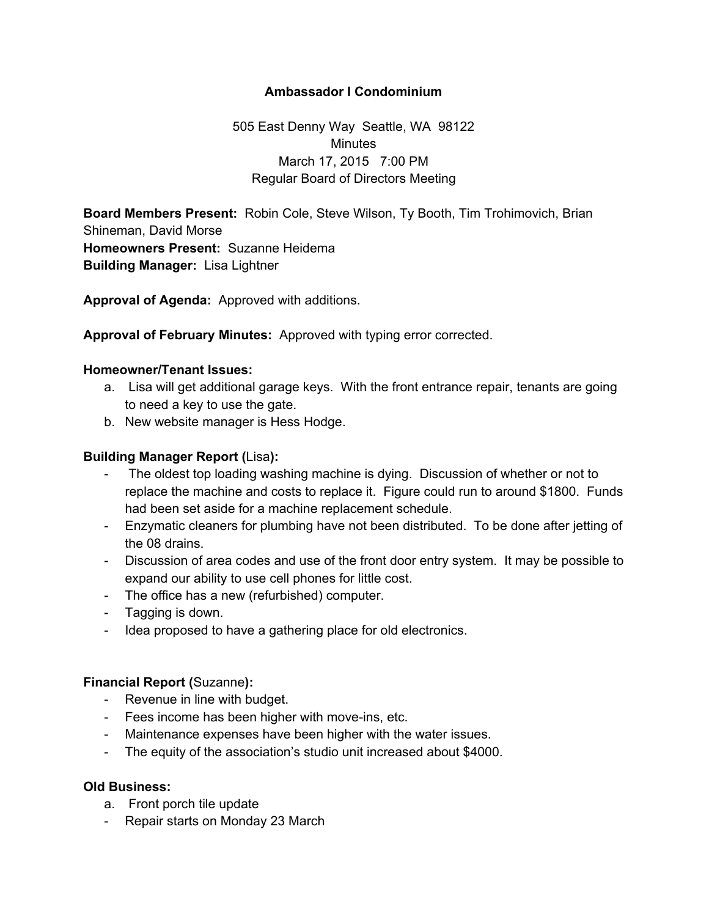# Ambassador I Condominium

505 East Denny Way Seattle, WA 98122
Minutes
March 17, 2015 7:00 PM
Regular Board of Directors Meeting

**Board Members Present:** Robin Cole, Steve Wilson, Ty Booth, Tim Trohimovich, Brian Shineman, David Morse
**Homeowners Present:** Suzanne Heidema
**Building Manager:** Lisa Lightner

**Approval of Agenda:** Approved with additions.

**Approval of February Minutes:** Approved with typing error corrected.

**Homeowner/Tenant Issues:**

a. Lisa will get additional garage keys. With the front entrance repair, tenants are going to need a key to use the gate.
b. New website manager is Hess Hodge.

**Building Manager Report (**Lisa**):**

- The oldest top loading washing machine is dying. Discussion of whether or not to replace the machine and costs to replace it. Figure could run to around $1800. Funds had been set aside for a machine replacement schedule.
- Enzymatic cleaners for plumbing have not been distributed. To be done after jetting of the 08 drains.
- Discussion of area codes and use of the front door entry system. It may be possible to expand our ability to use cell phones for little cost.
- The office has a new (refurbished) computer.
- Tagging is down.
- Idea proposed to have a gathering place for old electronics.

**Financial Report (**Suzanne**):**

- Revenue in line with budget.
- Fees income has been higher with move-ins, etc.
- Maintenance expenses have been higher with the water issues.
- The equity of the association's studio unit increased about $4000.

**Old Business:**

a. Front porch tile update
- Repair starts on Monday 23 March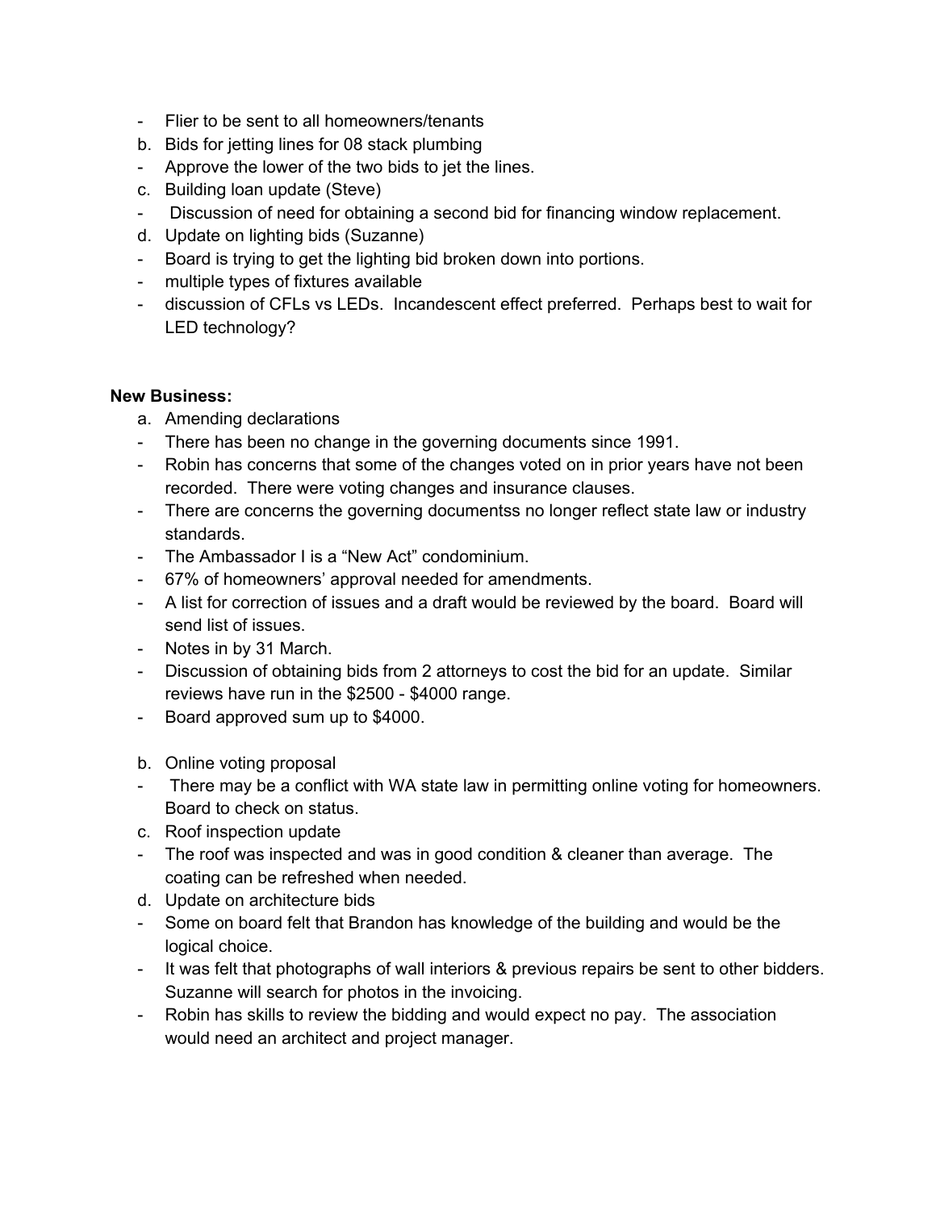- Flier to be sent to all homeowners/tenants

b. Bids for jetting lines for 08 stack plumbing

- Approve the lower of the two bids to jet the lines.

c. Building loan update (Steve)

- Discussion of need for obtaining a second bid for financing window replacement.

d. Update on lighting bids (Suzanne)

- Board is trying to get the lighting bid broken down into portions.
- multiple types of fixtures available
- discussion of CFLs vs LEDs.  Incandescent effect preferred.  Perhaps best to wait for LED technology?

**New Business:**

a. Amending declarations

- There has been no change in the governing documents since 1991.
- Robin has concerns that some of the changes voted on in prior years have not been recorded.  There were voting changes and insurance clauses.
- There are concerns the governing documentss no longer reflect state law or industry standards.
- The Ambassador I is a “New Act” condominium.
- 67% of homeowners’ approval needed for amendments.
- A list for correction of issues and a draft would be reviewed by the board.  Board will send list of issues.
- Notes in by 31 March.
- Discussion of obtaining bids from 2 attorneys to cost the bid for an update.  Similar reviews have run in the $2500 - $4000 range.
- Board approved sum up to $4000.

b. Online voting proposal

- There may be a conflict with WA state law in permitting online voting for homeowners. Board to check on status.

c. Roof inspection update

- The roof was inspected and was in good condition & cleaner than average.  The coating can be refreshed when needed.

d. Update on architecture bids

- Some on board felt that Brandon has knowledge of the building and would be the logical choice.
- It was felt that photographs of wall interiors & previous repairs be sent to other bidders. Suzanne will search for photos in the invoicing.
- Robin has skills to review the bidding and would expect no pay.  The association would need an architect and project manager.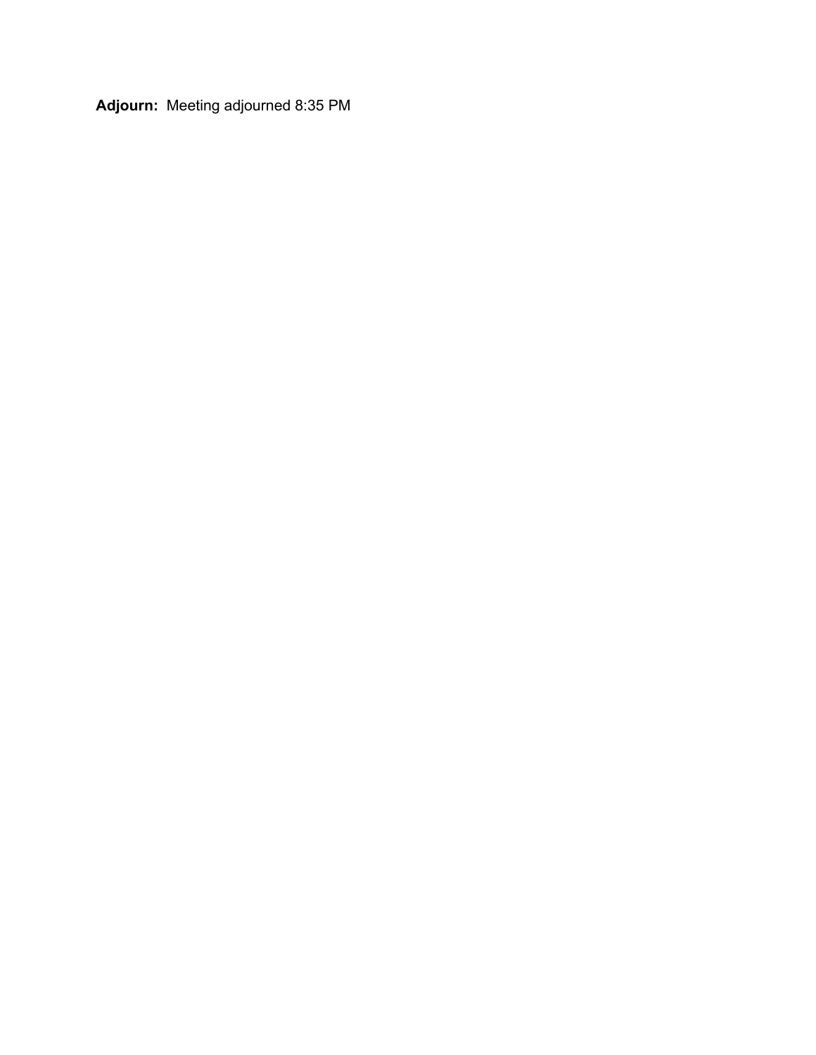**Adjourn:** Meeting adjourned 8:35 PM